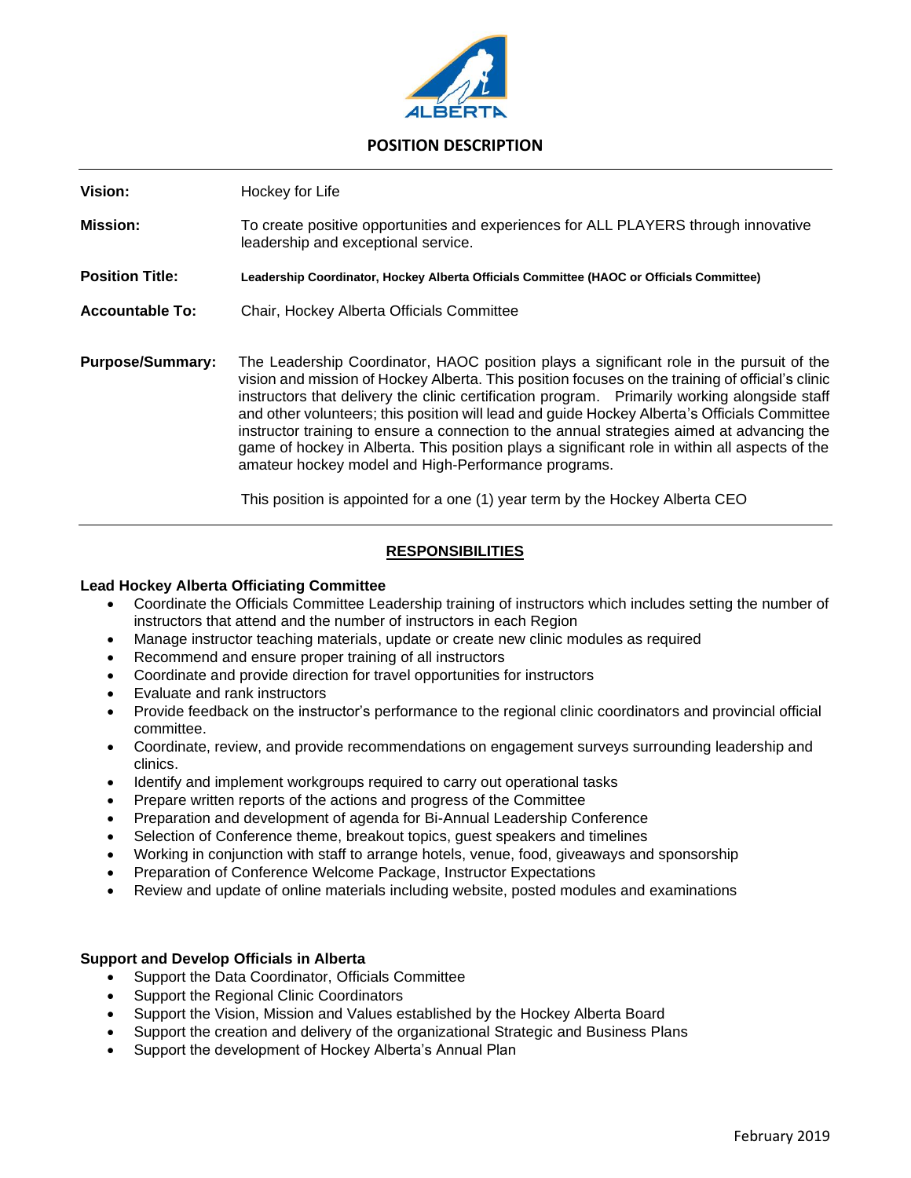ALBERTA

# POSITION DESCRIPTION

**Vision:** Hockey for Life

**Mission:** To create positive opportunities and experiences for ALL PLAYERS through innovative leadership and exceptional service.

**Position Title:** **Leadership Coordinator, Hockey Alberta Officials Committee (HAOC or Officials Committee)**

**Accountable To:** Chair, Hockey Alberta Officials Committee

**Purpose/Summary:** The Leadership Coordinator, HAOC position plays a significant role in the pursuit of the vision and mission of Hockey Alberta. This position focuses on the training of official's clinic instructors that delivery the clinic certification program. Primarily working alongside staff and other volunteers; this position will lead and guide Hockey Alberta's Officials Committee instructor training to ensure a connection to the annual strategies aimed at advancing the game of hockey in Alberta. This position plays a significant role in within all aspects of the amateur hockey model and High-Performance programs.

This position is appointed for a one (1) year term by the Hockey Alberta CEO

---

## RESPONSIBILITIES

**Lead Hockey Alberta Officiating Committee**

- Coordinate the Officials Committee Leadership training of instructors which includes setting the number of instructors that attend and the number of instructors in each Region
- Manage instructor teaching materials, update or create new clinic modules as required
- Recommend and ensure proper training of all instructors
- Coordinate and provide direction for travel opportunities for instructors
- Evaluate and rank instructors
- Provide feedback on the instructor's performance to the regional clinic coordinators and provincial official committee.
- Coordinate, review, and provide recommendations on engagement surveys surrounding leadership and clinics.
- Identify and implement workgroups required to carry out operational tasks
- Prepare written reports of the actions and progress of the Committee
- Preparation and development of agenda for Bi-Annual Leadership Conference
- Selection of Conference theme, breakout topics, guest speakers and timelines
- Working in conjunction with staff to arrange hotels, venue, food, giveaways and sponsorship
- Preparation of Conference Welcome Package, Instructor Expectations
- Review and update of online materials including website, posted modules and examinations

**Support and Develop Officials in Alberta**

- Support the Data Coordinator, Officials Committee
- Support the Regional Clinic Coordinators
- Support the Vision, Mission and Values established by the Hockey Alberta Board
- Support the creation and delivery of the organizational Strategic and Business Plans
- Support the development of Hockey Alberta's Annual Plan

February 2019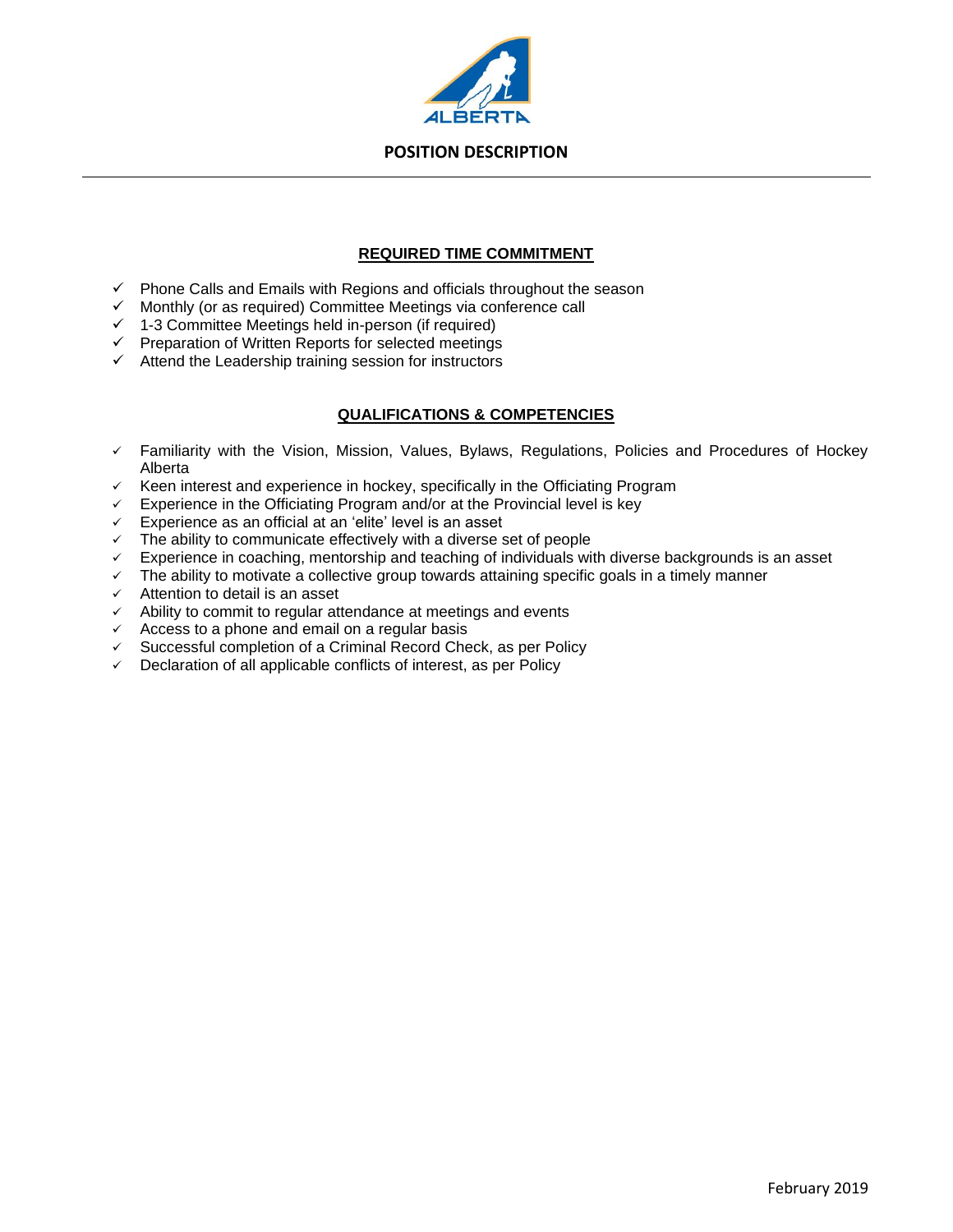## POSITION DESCRIPTION

### REQUIRED TIME COMMITMENT

- ✓ Phone Calls and Emails with Regions and officials throughout the season
- ✓ Monthly (or as required) Committee Meetings via conference call
- ✓ 1-3 Committee Meetings held in-person (if required)
- ✓ Preparation of Written Reports for selected meetings
- ✓ Attend the Leadership training session for instructors

### QUALIFICATIONS & COMPETENCIES

- ✓ Familiarity with the Vision, Mission, Values, Bylaws, Regulations, Policies and Procedures of Hockey Alberta
- ✓ Keen interest and experience in hockey, specifically in the Officiating Program
- ✓ Experience in the Officiating Program and/or at the Provincial level is key
- ✓ Experience as an official at an 'elite' level is an asset
- ✓ The ability to communicate effectively with a diverse set of people
- ✓ Experience in coaching, mentorship and teaching of individuals with diverse backgrounds is an asset
- ✓ The ability to motivate a collective group towards attaining specific goals in a timely manner
- ✓ Attention to detail is an asset
- ✓ Ability to commit to regular attendance at meetings and events
- ✓ Access to a phone and email on a regular basis
- ✓ Successful completion of a Criminal Record Check, as per Policy
- ✓ Declaration of all applicable conflicts of interest, as per Policy

February 2019